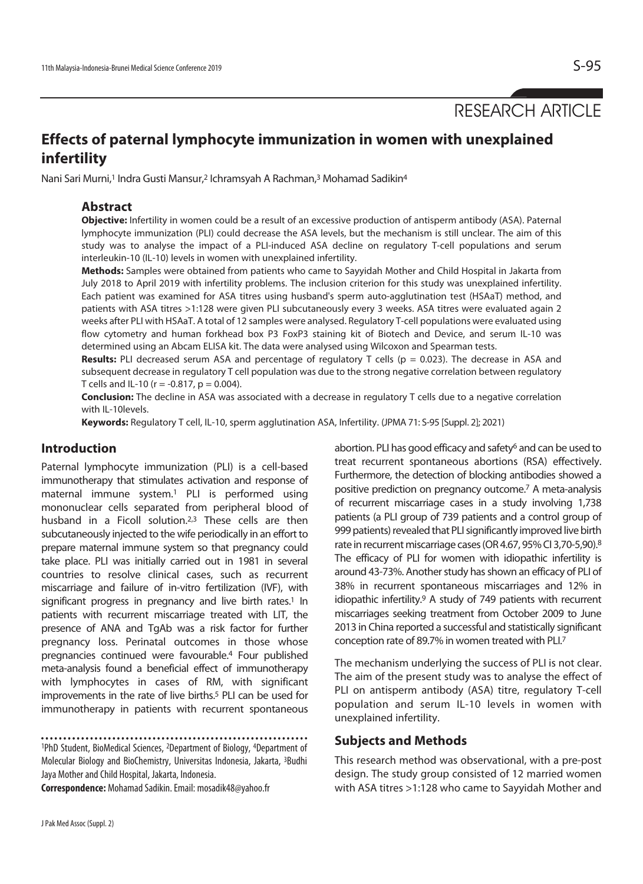RESEARCH ARTICLE

# Effects of paternal lymphocyte immunization in women with unexplained infertility

Nani Sari Murni,[1] Indra Gusti Mansur,[2] Ichramsyah A Rachman,[3] Mohamad Sadikin[4]

## Abstract

**Objective:** Infertility in women could be a result of an excessive production of antisperm antibody (ASA). Paternal lymphocyte immunization (PLI) could decrease the ASA levels, but the mechanism is still unclear. The aim of this study was to analyse the impact of a PLI-induced ASA decline on regulatory T-cell populations and serum interleukin-10 (IL-10) levels in women with unexplained infertility.

**Methods:** Samples were obtained from patients who came to Sayyidah Mother and Child Hospital in Jakarta from July 2018 to April 2019 with infertility problems. The inclusion criterion for this study was unexplained infertility. Each patient was examined for ASA titres using husband's sperm auto-agglutination test (HSAaT) method, and patients with ASA titres >1:128 were given PLI subcutaneously every 3 weeks. ASA titres were evaluated again 2 weeks after PLI with HSAaT. A total of 12 samples were analysed. Regulatory T-cell populations were evaluated using flow cytometry and human forkhead box P3 FoxP3 staining kit of Biotech and Device, and serum IL-10 was determined using an Abcam ELISA kit. The data were analysed using Wilcoxon and Spearman tests.

**Results:** PLI decreased serum ASA and percentage of regulatory T cells ($p = 0.023$). The decrease in ASA and subsequent decrease in regulatory T cell population was due to the strong negative correlation between regulatory T cells and IL-10 ($r = -0.817$, $p = 0.004$).

**Conclusion:** The decline in ASA was associated with a decrease in regulatory T cells due to a negative correlation with IL-10levels.

**Keywords:** Regulatory T cell, IL-10, sperm agglutination ASA, Infertility. (JPMA 71: S-95 [Suppl. 2]; 2021)

## Introduction

Paternal lymphocyte immunization (PLI) is a cell-based immunotherapy that stimulates activation and response of maternal immune system.[1] PLI is performed using mononuclear cells separated from peripheral blood of husband in a Ficoll solution.[2,3] These cells are then subcutaneously injected to the wife periodically in an effort to prepare maternal immune system so that pregnancy could take place. PLI was initially carried out in 1981 in several countries to resolve clinical cases, such as recurrent miscarriage and failure of in-vitro fertilization (IVF), with significant progress in pregnancy and live birth rates.[1] In patients with recurrent miscarriage treated with LIT, the presence of ANA and TgAb was a risk factor for further pregnancy loss. Perinatal outcomes in those whose pregnancies continued were favourable.[4] Four published meta-analysis found a beneficial effect of immunotherapy with lymphocytes in cases of RM, with significant improvements in the rate of live births.[5] PLI can be used for immunotherapy in patients with recurrent spontaneous abortion. PLI has good efficacy and safety[6] and can be used to treat recurrent spontaneous abortions (RSA) effectively. Furthermore, the detection of blocking antibodies showed a positive prediction on pregnancy outcome.[7] A meta-analysis of recurrent miscarriage cases in a study involving 1,738 patients (a PLI group of 739 patients and a control group of 999 patients) revealed that PLI significantly improved live birth rate in recurrent miscarriage cases (OR 4.67, 95% CI 3,70-5,90).[8] The efficacy of PLI for women with idiopathic infertility is around 43-73%. Another study has shown an efficacy of PLI of 38% in recurrent spontaneous miscarriages and 12% in idiopathic infertility.[9] A study of 749 patients with recurrent miscarriages seeking treatment from October 2009 to June 2013 in China reported a successful and statistically significant conception rate of 89.7% in women treated with PLI.[7]

The mechanism underlying the success of PLI is not clear. The aim of the present study was to analyse the effect of PLI on antisperm antibody (ASA) titre, regulatory T-cell population and serum IL-10 levels in women with unexplained infertility.

## Subjects and Methods

This research method was observational, with a pre-post design. The study group consisted of 12 married women with ASA titres >1:128 who came to Sayyidah Mother and

---

[1]PhD Student, BioMedical Sciences, [2]Department of Biology, [4]Department of Molecular Biology and BioChemistry, Universitas Indonesia, Jakarta, [3]Budhi Jaya Mother and Child Hospital, Jakarta, Indonesia.

**Correspondence:** Mohamad Sadikin. Email: mosadik48@yahoo.fr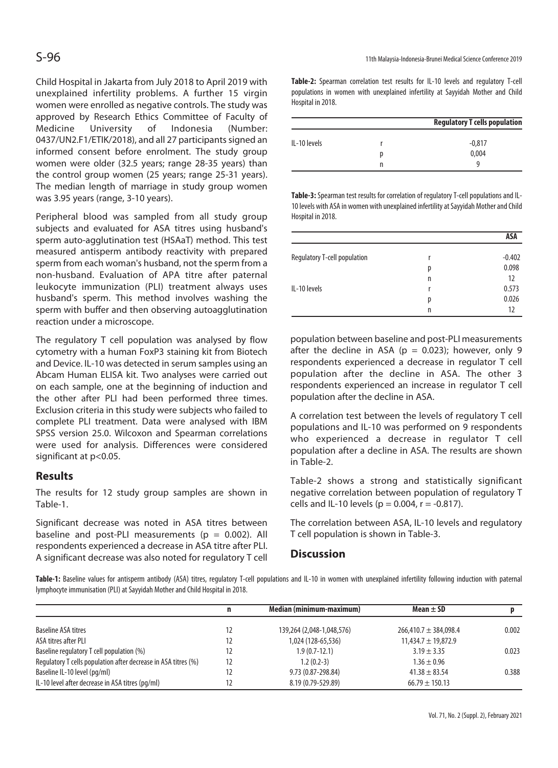Child Hospital in Jakarta from July 2018 to April 2019 with unexplained infertility problems. A further 15 virgin women were enrolled as negative controls. The study was approved by Research Ethics Committee of Faculty of Medicine University of Indonesia (Number: 0437/UN2.F1/ETIK/2018), and all 27 participants signed an informed consent before enrolment. The study group women were older (32.5 years; range 28-35 years) than the control group women (25 years; range 25-31 years). The median length of marriage in study group women was 3.95 years (range, 3-10 years).

Peripheral blood was sampled from all study group subjects and evaluated for ASA titres using husband's sperm auto-agglutination test (HSAaT) method. This test measured antisperm antibody reactivity with prepared sperm from each woman's husband, not the sperm from a non-husband. Evaluation of APA titre after paternal leukocyte immunization (PLI) treatment always uses husband's sperm. This method involves washing the sperm with buffer and then observing autoagglutination reaction under a microscope.

The regulatory T cell population was analysed by flow cytometry with a human FoxP3 staining kit from Biotech and Device. IL-10 was detected in serum samples using an Abcam Human ELISA kit. Two analyses were carried out on each sample, one at the beginning of induction and the other after PLI had been performed three times. Exclusion criteria in this study were subjects who failed to complete PLI treatment. Data were analysed with IBM SPSS version 25.0. Wilcoxon and Spearman correlations were used for analysis. Differences were considered significant at $p<0.05$.

## Results

The results for 12 study group samples are shown in Table-1.

Significant decrease was noted in ASA titres between baseline and post-PLI measurements ($p = 0.002$). All respondents experienced a decrease in ASA titre after PLI. A significant decrease was also noted for regulatory T cell population between baseline and post-PLI measurements after the decline in ASA ($p = 0.023$); however, only 9 respondents experienced a decrease in regulator T cell population after the decline in ASA. The other 3 respondents experienced an increase in regulator T cell population after the decline in ASA.

A correlation test between the levels of regulatory T cell populations and IL-10 was performed on 9 respondents who experienced a decrease in regulator T cell population after a decline in ASA. The results are shown in Table-2.

Table-2 shows a strong and statistically significant negative correlation between population of regulatory T cells and IL-10 levels ($p = 0.004$, $r = -0.817$).

The correlation between ASA, IL-10 levels and regulatory T cell population is shown in Table-3.

## Discussion

**Table-2:** Spearman correlation test results for IL-10 levels and regulatory T-cell populations in women with unexplained infertility at Sayyidah Mother and Child Hospital in 2018.

| | | Regulatory T cells population |
|---|---|---|
| IL-10 levels | r | -0,817 |
| | p | 0,004 |
| | n | 9 |

**Table-3:** Spearman test results for correlation of regulatory T-cell populations and IL-10 levels with ASA in women with unexplained infertility at Sayyidah Mother and Child Hospital in 2018.

| | | ASA |
|---|---|---|
| Regulatory T-cell population | r | -0.402 |
| | p | 0.098 |
| | n | 12 |
| IL-10 levels | r | 0.573 |
| | p | 0.026 |
| | n | 12 |

**Table-1:** Baseline values for antisperm antibody (ASA) titres, regulatory T-cell populations and IL-10 in women with unexplained infertility following induction with paternal lymphocyte immunisation (PLI) at Sayyidah Mother and Child Hospital in 2018.

| | n | Median (minimum-maximum) | Mean ± SD | p |
|---|---|---|---|---|
| Baseline ASA titres | 12 | 139,264 (2,048-1,048,576) | 266,410.7 ± 384,098.4 | 0.002 |
| ASA titres after PLI | 12 | 1,024 (128-65,536) | 11,434.7 ± 19,872.9 | |
| Baseline regulatory T cell population (%) | 12 | 1.9 (0.7-12.1) | 3.19 ± 3.35 | 0.023 |
| Regulatory T cells population after decrease in ASA titres (%) | 12 | 1.2 (0.2-3) | 1.36 ± 0.96 | |
| Baseline IL-10 level (pg/ml) | 12 | 9.73 (0.87-298.84) | 41.38 ± 83.54 | 0.388 |
| IL-10 level after decrease in ASA titres (pg/ml) | 12 | 8.19 (0.79-529.89) | 66.79 ± 150.13 | |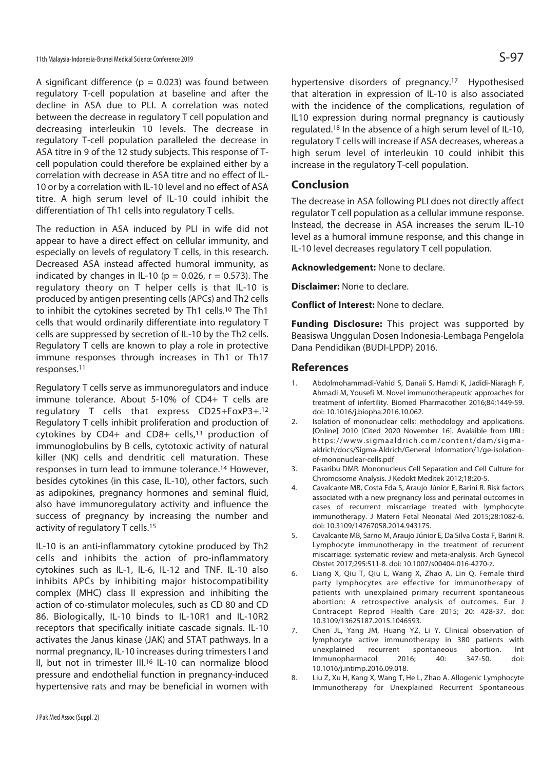A significant difference ($p = 0.023$) was found between regulatory T-cell population at baseline and after the decline in ASA due to PLI. A correlation was noted between the decrease in regulatory T cell population and decreasing interleukin 10 levels. The decrease in regulatory T-cell population paralleled the decrease in ASA titre in 9 of the 12 study subjects. This response of T-cell population could therefore be explained either by a correlation with decrease in ASA titre and no effect of IL-10 or by a correlation with IL-10 level and no effect of ASA titre. A high serum level of IL-10 could inhibit the differentiation of Th1 cells into regulatory T cells.

The reduction in ASA induced by PLI in wife did not appear to have a direct effect on cellular immunity, and especially on levels of regulatory T cells, in this research. Decreased ASA instead affected humoral immunity, as indicated by changes in IL-10 ($p = 0.026$, $r = 0.573$). The regulatory theory on T helper cells is that IL-10 is produced by antigen presenting cells (APCs) and Th2 cells to inhibit the cytokines secreted by Th1 cells.[10] The Th1 cells that would ordinarily differentiate into regulatory T cells are suppressed by secretion of IL-10 by the Th2 cells. Regulatory T cells are known to play a role in protective immune responses through increases in Th1 or Th17 responses.[11]

Regulatory T cells serve as immunoregulators and induce immune tolerance. About 5-10% of CD4+ T cells are regulatory T cells that express CD25+FoxP3+.[12] Regulatory T cells inhibit proliferation and production of cytokines by CD4+ and CD8+ cells,[13] production of immunoglobulins by B cells, cytotoxic activity of natural killer (NK) cells and dendritic cell maturation. These responses in turn lead to immune tolerance.[14] However, besides cytokines (in this case, IL-10), other factors, such as adipokines, pregnancy hormones and seminal fluid, also have immunoregulatory activity and influence the success of pregnancy by increasing the number and activity of regulatory T cells.[15]

IL-10 is an anti-inflammatory cytokine produced by Th2 cells and inhibits the action of pro-inflammatory cytokines such as IL-1, IL-6, IL-12 and TNF. IL-10 also inhibits APCs by inhibiting major histocompatibility complex (MHC) class II expression and inhibiting the action of co-stimulator molecules, such as CD 80 and CD 86. Biologically, IL-10 binds to IL-10R1 and IL-10R2 receptors that specifically initiate cascade signals. IL-10 activates the Janus kinase (JAK) and STAT pathways. In a normal pregnancy, IL-10 increases during trimesters I and II, but not in trimester III.[16] IL-10 can normalize blood pressure and endothelial function in pregnancy-induced hypertensive rats and may be beneficial in women with hypertensive disorders of pregnancy.[17] Hypothesised that alteration in expression of IL-10 is also associated with the incidence of the complications, regulation of IL10 expression during normal pregnancy is cautiously regulated.[18] In the absence of a high serum level of IL-10, regulatory T cells will increase if ASA decreases, whereas a high serum level of interleukin 10 could inhibit this increase in the regulatory T-cell population.

## Conclusion

The decrease in ASA following PLI does not directly affect regulator T cell population as a cellular immune response. Instead, the decrease in ASA increases the serum IL-10 level as a humoral immune response, and this change in IL-10 level decreases regulatory T cell population.

**Acknowledgement:** None to declare.

**Disclaimer:** None to declare.

**Conflict of Interest:** None to declare.

**Funding Disclosure:** This project was supported by Beasiswa Unggulan Dosen Indonesia-Lembaga Pengelola Dana Pendidikan (BUDI-LPDP) 2016.

## References

1. Abdolmohammadi-Vahid S, Danaii S, Hamdi K, Jadidi-Niaragh F, Ahmadi M, Yousefi M. Novel immunotherapeutic approaches for treatment of infertility. Biomed Pharmacother 2016;84:1449-59. doi: 10.1016/j.biopha.2016.10.062.
2. Isolation of mononuclear cells: methodology and applications. [Online] 2010 [Cited 2020 November 16]. Avalaible from URL: https://www.sigmaaldrich.com/content/dam/sigma-aldrich/docs/Sigma-Aldrich/General_Information/1/ge-isolation-of-mononuclear-cells.pdf
3. Pasaribu DMR. Mononucleus Cell Separation and Cell Culture for Chromosome Analysis. J Kedokt Meditek 2012;18:20-5.
4. Cavalcante MB, Costa Fda S, Araujo Júnior E, Barini R. Risk factors associated with a new pregnancy loss and perinatal outcomes in cases of recurrent miscarriage treated with lymphocyte immunotherapy. J Matern Fetal Neonatal Med 2015;28:1082-6. doi: 10.3109/14767058.2014.943175.
5. Cavalcante MB, Sarno M, Araujo Júnior E, Da Silva Costa F, Barini R. Lymphocyte immunotherapy in the treatment of recurrent miscarriage: systematic review and meta-analysis. Arch Gynecol Obstet 2017;295:511-8. doi: 10.1007/s00404-016-4270-z.
6. Liang X, Qiu T, Qiu L, Wang X, Zhao A, Lin Q. Female third party lymphocytes are effective for immunotherapy of patients with unexplained primary recurrent spontaneous abortion: A retrospective analysis of outcomes. Eur J Contracept Reprod Health Care 2015; 20: 428-37. doi: 10.3109/13625187.2015.1046593.
7. Chen JL, Yang JM, Huang YZ, Li Y. Clinical observation of lymphocyte active immunotherapy in 380 patients with unexplained recurrent spontaneous abortion. Int Immunopharmacol 2016; 40: 347-50. doi: 10.1016/j.intimp.2016.09.018.
8. Liu Z, Xu H, Kang X, Wang T, He L, Zhao A. Allogenic Lymphocyte Immunotherapy for Unexplained Recurrent Spontaneous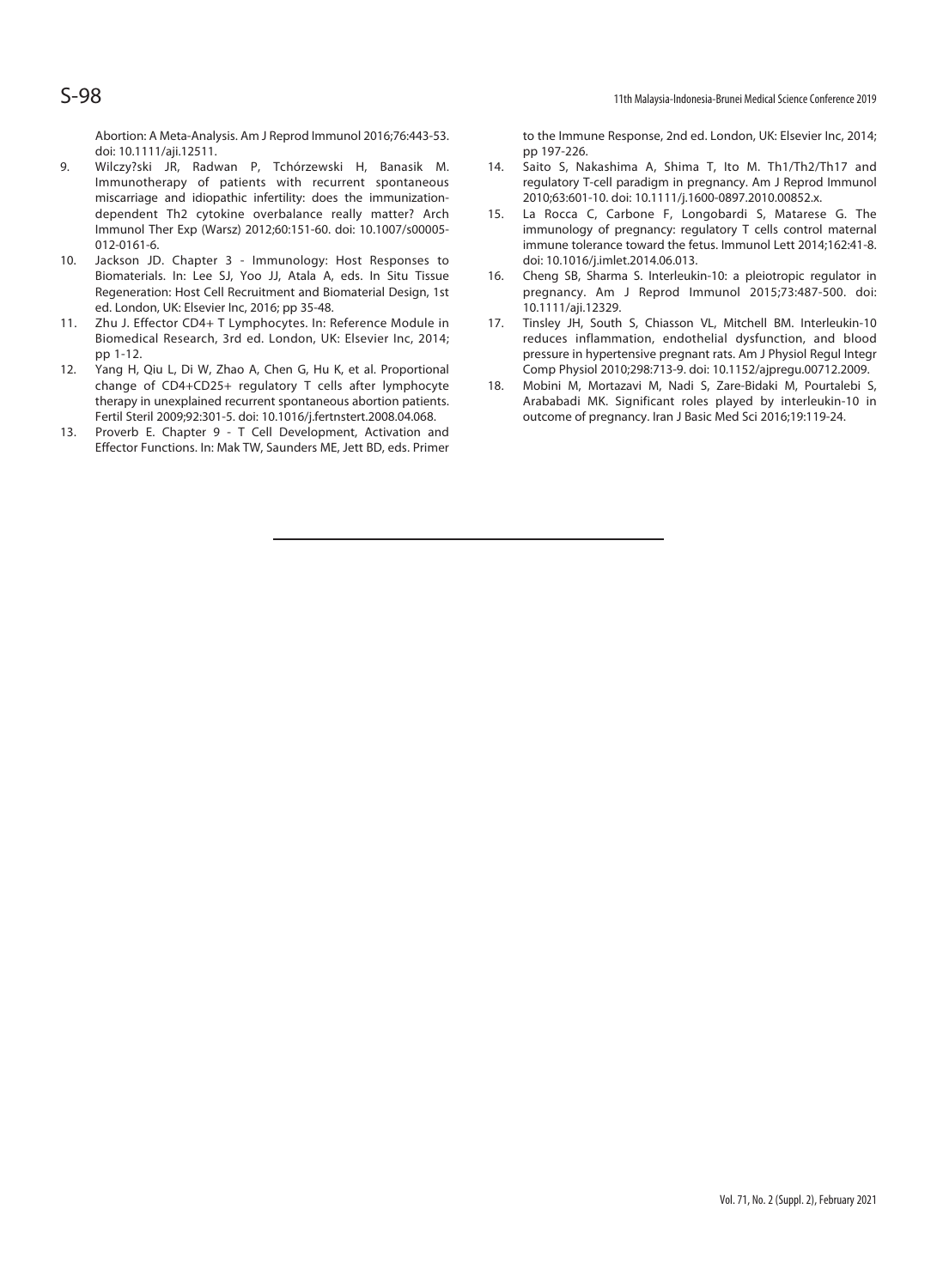Abortion: A Meta-Analysis. Am J Reprod Immunol 2016;76:443-53. doi: 10.1111/aji.12511.

9. Wilczy?ski JR, Radwan P, Tchórzewski H, Banasik M. Immunotherapy of patients with recurrent spontaneous miscarriage and idiopathic infertility: does the immunization-dependent Th2 cytokine overbalance really matter? Arch Immunol Ther Exp (Warsz) 2012;60:151-60. doi: 10.1007/s00005-012-0161-6.
10. Jackson JD. Chapter 3 - Immunology: Host Responses to Biomaterials. In: Lee SJ, Yoo JJ, Atala A, eds. In Situ Tissue Regeneration: Host Cell Recruitment and Biomaterial Design, 1st ed. London, UK: Elsevier Inc, 2016; pp 35-48.
11. Zhu J. Effector CD4+ T Lymphocytes. In: Reference Module in Biomedical Research, 3rd ed. London, UK: Elsevier Inc, 2014; pp 1-12.
12. Yang H, Qiu L, Di W, Zhao A, Chen G, Hu K, et al. Proportional change of CD4+CD25+ regulatory T cells after lymphocyte therapy in unexplained recurrent spontaneous abortion patients. Fertil Steril 2009;92:301-5. doi: 10.1016/j.fertnstert.2008.04.068.
13. Proverb E. Chapter 9 - T Cell Development, Activation and Effector Functions. In: Mak TW, Saunders ME, Jett BD, eds. Primer to the Immune Response, 2nd ed. London, UK: Elsevier Inc, 2014; pp 197-226.
14. Saito S, Nakashima A, Shima T, Ito M. Th1/Th2/Th17 and regulatory T-cell paradigm in pregnancy. Am J Reprod Immunol 2010;63:601-10. doi: 10.1111/j.1600-0897.2010.00852.x.
15. La Rocca C, Carbone F, Longobardi S, Matarese G. The immunology of pregnancy: regulatory T cells control maternal immune tolerance toward the fetus. Immunol Lett 2014;162:41-8. doi: 10.1016/j.imlet.2014.06.013.
16. Cheng SB, Sharma S. Interleukin-10: a pleiotropic regulator in pregnancy. Am J Reprod Immunol 2015;73:487-500. doi: 10.1111/aji.12329.
17. Tinsley JH, South S, Chiasson VL, Mitchell BM. Interleukin-10 reduces inflammation, endothelial dysfunction, and blood pressure in hypertensive pregnant rats. Am J Physiol Regul Integr Comp Physiol 2010;298:713-9. doi: 10.1152/ajpregu.00712.2009.
18. Mobini M, Mortazavi M, Nadi S, Zare-Bidaki M, Pourtalebi S, Arababadi MK. Significant roles played by interleukin-10 in outcome of pregnancy. Iran J Basic Med Sci 2016;19:119-24.